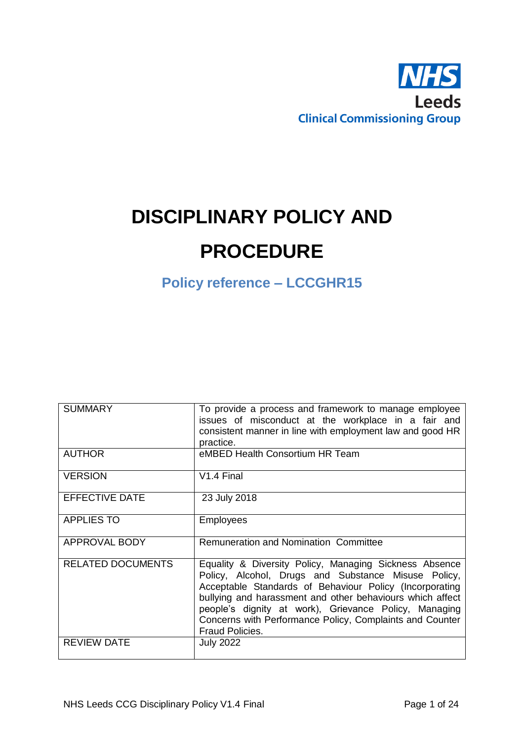NHS

Leeds

Clinical Commissioning Group

# DISCIPLINARY POLICY AND PROCEDURE

## Policy reference – LCCGHR15

| SUMMARY | To provide a process and framework to manage employee issues of misconduct at the workplace in a fair and consistent manner in line with employment law and good HR practice. |
|---|---|
| AUTHOR | eMBED Health Consortium HR Team |
| VERSION | V1.4 Final |
| EFFECTIVE DATE | 23 July 2018 |
| APPLIES TO | Employees |
| APPROVAL BODY | Remuneration and Nomination Committee |
| RELATED DOCUMENTS | Equality & Diversity Policy, Managing Sickness Absence Policy, Alcohol, Drugs and Substance Misuse Policy, Acceptable Standards of Behaviour Policy (Incorporating bullying and harassment and other behaviours which affect people's dignity at work), Grievance Policy, Managing Concerns with Performance Policy, Complaints and Counter Fraud Policies. |
| REVIEW DATE | July 2022 |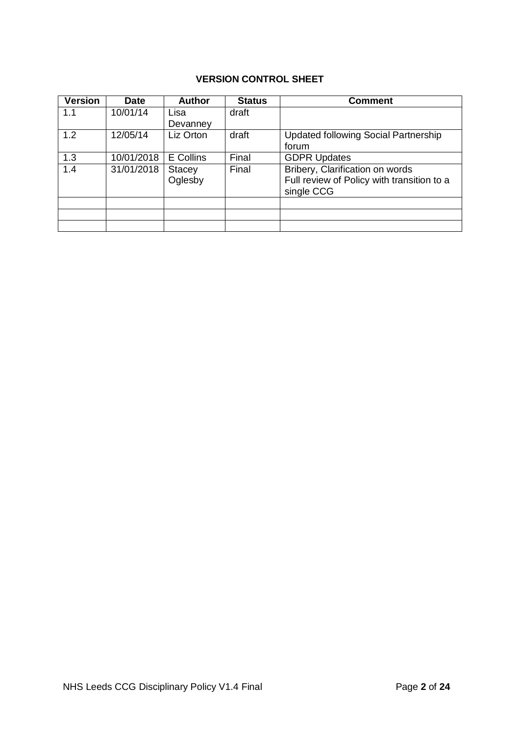**VERSION CONTROL SHEET**

| Version | Date | Author | Status | Comment |
|---|---|---|---|---|
| 1.1 | 10/01/14 | Lisa Devanney | draft | |
| 1.2 | 12/05/14 | Liz Orton | draft | Updated following Social Partnership forum |
| 1.3 | 10/01/2018 | E Collins | Final | GDPR Updates |
| 1.4 | 31/01/2018 | Stacey Oglesby | Final | Bribery, Clarification on words<br>Full review of Policy with transition to a single CCG |
| | | | | |
| | | | | |
| | | | | |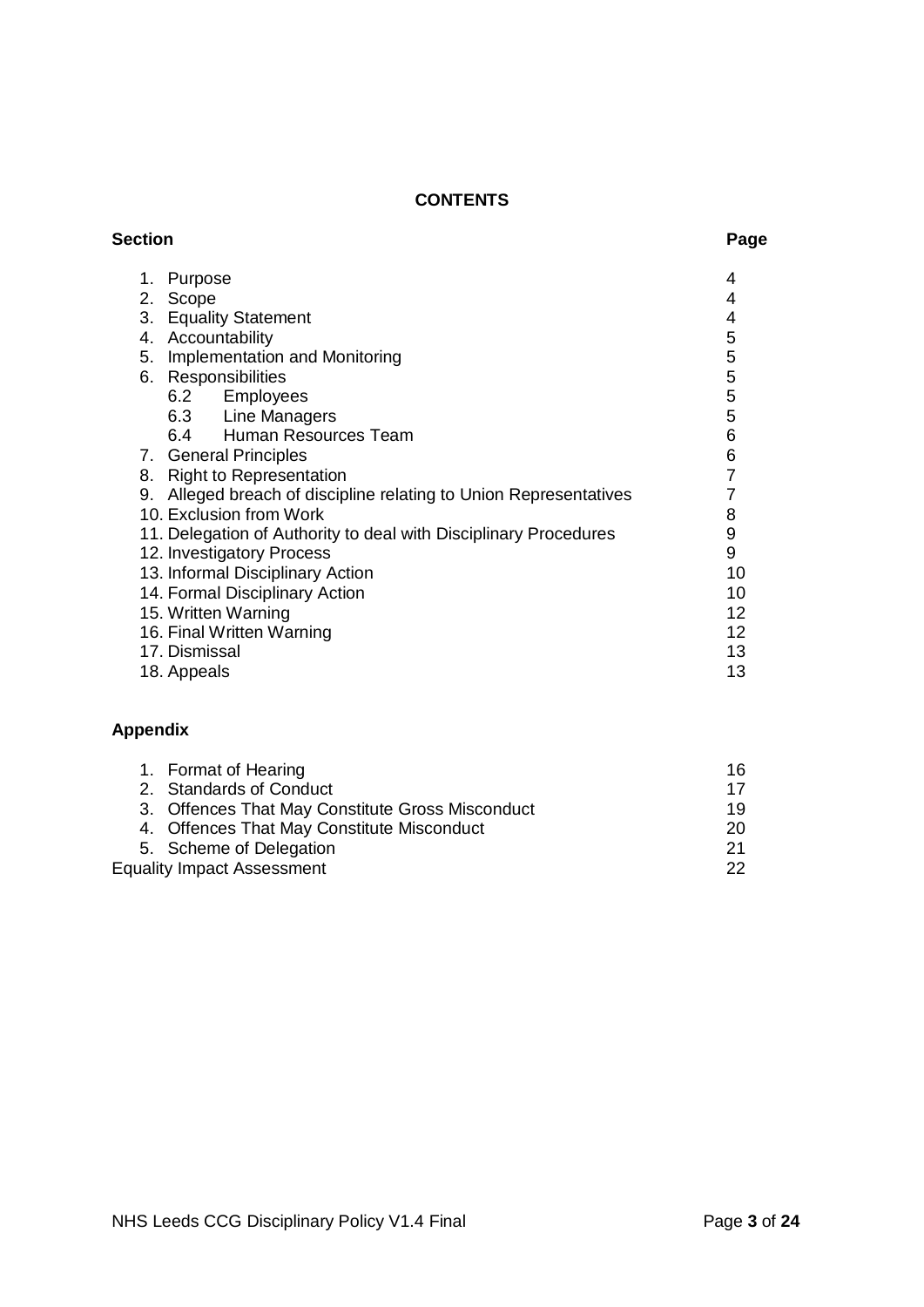**CONTENTS**

| Section | Page |
|---|---|
| 1. Purpose | 4 |
| 2. Scope | 4 |
| 3. Equality Statement | 4 |
| 4. Accountability | 5 |
| 5. Implementation and Monitoring | 5 |
| 6. Responsibilities | 5 |
| 6.2 Employees | 5 |
| 6.3 Line Managers | 5 |
| 6.4 Human Resources Team | 6 |
| 7. General Principles | 6 |
| 8. Right to Representation | 7 |
| 9. Alleged breach of discipline relating to Union Representatives | 7 |
| 10. Exclusion from Work | 8 |
| 11. Delegation of Authority to deal with Disciplinary Procedures | 9 |
| 12. Investigatory Process | 9 |
| 13. Informal Disciplinary Action | 10 |
| 14. Formal Disciplinary Action | 10 |
| 15. Written Warning | 12 |
| 16. Final Written Warning | 12 |
| 17. Dismissal | 13 |
| 18. Appeals | 13 |

**Appendix**

| | |
|---|---|
| 1. Format of Hearing | 16 |
| 2. Standards of Conduct | 17 |
| 3. Offences That May Constitute Gross Misconduct | 19 |
| 4. Offences That May Constitute Misconduct | 20 |
| 5. Scheme of Delegation | 21 |
| Equality Impact Assessment | 22 |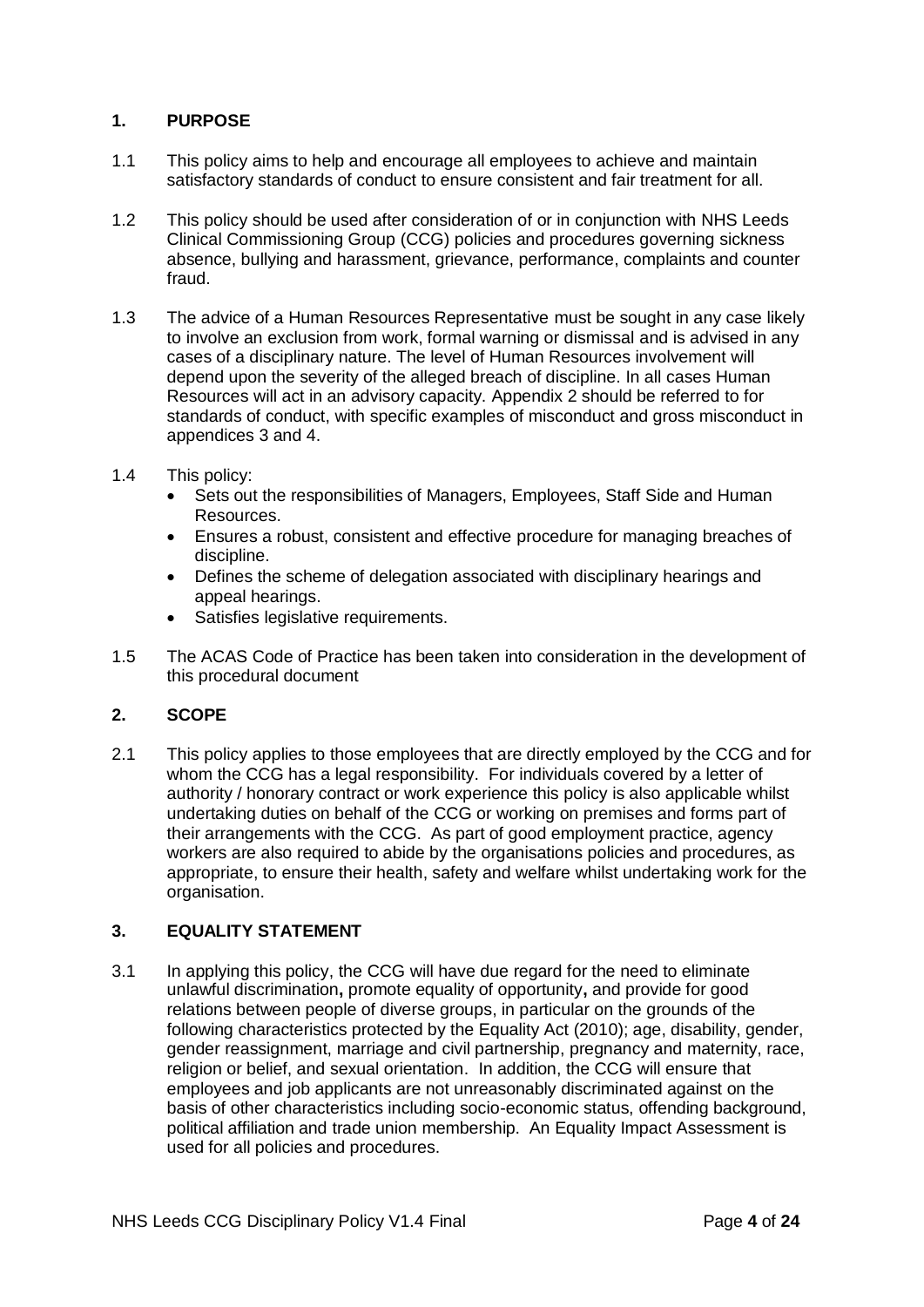## 1. PURPOSE

1.1 This policy aims to help and encourage all employees to achieve and maintain satisfactory standards of conduct to ensure consistent and fair treatment for all.

1.2 This policy should be used after consideration of or in conjunction with NHS Leeds Clinical Commissioning Group (CCG) policies and procedures governing sickness absence, bullying and harassment, grievance, performance, complaints and counter fraud.

1.3 The advice of a Human Resources Representative must be sought in any case likely to involve an exclusion from work, formal warning or dismissal and is advised in any cases of a disciplinary nature. The level of Human Resources involvement will depend upon the severity of the alleged breach of discipline. In all cases Human Resources will act in an advisory capacity. Appendix 2 should be referred to for standards of conduct, with specific examples of misconduct and gross misconduct in appendices 3 and 4.

1.4 This policy:

- Sets out the responsibilities of Managers, Employees, Staff Side and Human Resources.
- Ensures a robust, consistent and effective procedure for managing breaches of discipline.
- Defines the scheme of delegation associated with disciplinary hearings and appeal hearings.
- Satisfies legislative requirements.

1.5 The ACAS Code of Practice has been taken into consideration in the development of this procedural document

## 2. SCOPE

2.1 This policy applies to those employees that are directly employed by the CCG and for whom the CCG has a legal responsibility. For individuals covered by a letter of authority / honorary contract or work experience this policy is also applicable whilst undertaking duties on behalf of the CCG or working on premises and forms part of their arrangements with the CCG. As part of good employment practice, agency workers are also required to abide by the organisations policies and procedures, as appropriate, to ensure their health, safety and welfare whilst undertaking work for the organisation.

## 3. EQUALITY STATEMENT

3.1 In applying this policy, the CCG will have due regard for the need to eliminate unlawful discrimination**,** promote equality of opportunity**,** and provide for good relations between people of diverse groups, in particular on the grounds of the following characteristics protected by the Equality Act (2010); age, disability, gender, gender reassignment, marriage and civil partnership, pregnancy and maternity, race, religion or belief, and sexual orientation. In addition, the CCG will ensure that employees and job applicants are not unreasonably discriminated against on the basis of other characteristics including socio-economic status, offending background, political affiliation and trade union membership. An Equality Impact Assessment is used for all policies and procedures.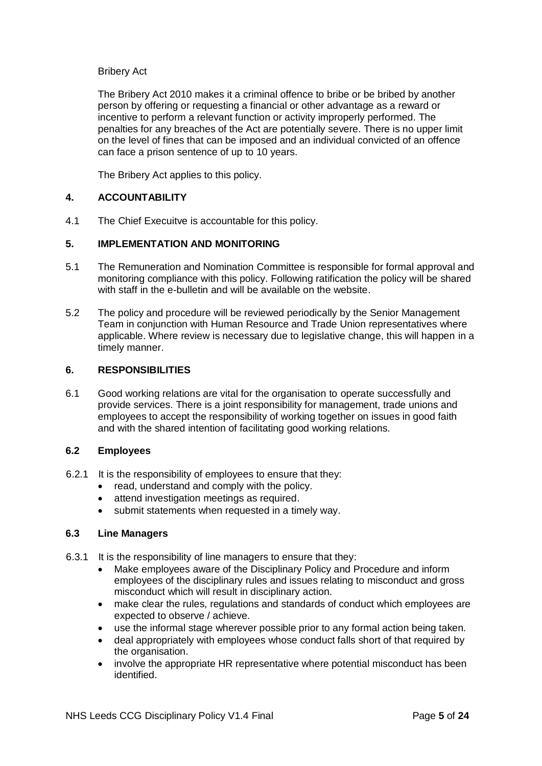Bribery Act

The Bribery Act 2010 makes it a criminal offence to bribe or be bribed by another person by offering or requesting a financial or other advantage as a reward or incentive to perform a relevant function or activity improperly performed. The penalties for any breaches of the Act are potentially severe. There is no upper limit on the level of fines that can be imposed and an individual convicted of an offence can face a prison sentence of up to 10 years.

The Bribery Act applies to this policy.

## 4. ACCOUNTABILITY

4.1 The Chief Execuitve is accountable for this policy.

## 5. IMPLEMENTATION AND MONITORING

5.1 The Remuneration and Nomination Committee is responsible for formal approval and monitoring compliance with this policy. Following ratification the policy will be shared with staff in the e-bulletin and will be available on the website.

5.2 The policy and procedure will be reviewed periodically by the Senior Management Team in conjunction with Human Resource and Trade Union representatives where applicable. Where review is necessary due to legislative change, this will happen in a timely manner.

## 6. RESPONSIBILITIES

6.1 Good working relations are vital for the organisation to operate successfully and provide services. There is a joint responsibility for management, trade unions and employees to accept the responsibility of working together on issues in good faith and with the shared intention of facilitating good working relations.

### 6.2 Employees

6.2.1 It is the responsibility of employees to ensure that they:

- read, understand and comply with the policy.
- attend investigation meetings as required.
- submit statements when requested in a timely way.

### 6.3 Line Managers

6.3.1 It is the responsibility of line managers to ensure that they:

- Make employees aware of the Disciplinary Policy and Procedure and inform employees of the disciplinary rules and issues relating to misconduct and gross misconduct which will result in disciplinary action.
- make clear the rules, regulations and standards of conduct which employees are expected to observe / achieve.
- use the informal stage wherever possible prior to any formal action being taken.
- deal appropriately with employees whose conduct falls short of that required by the organisation.
- involve the appropriate HR representative where potential misconduct has been identified.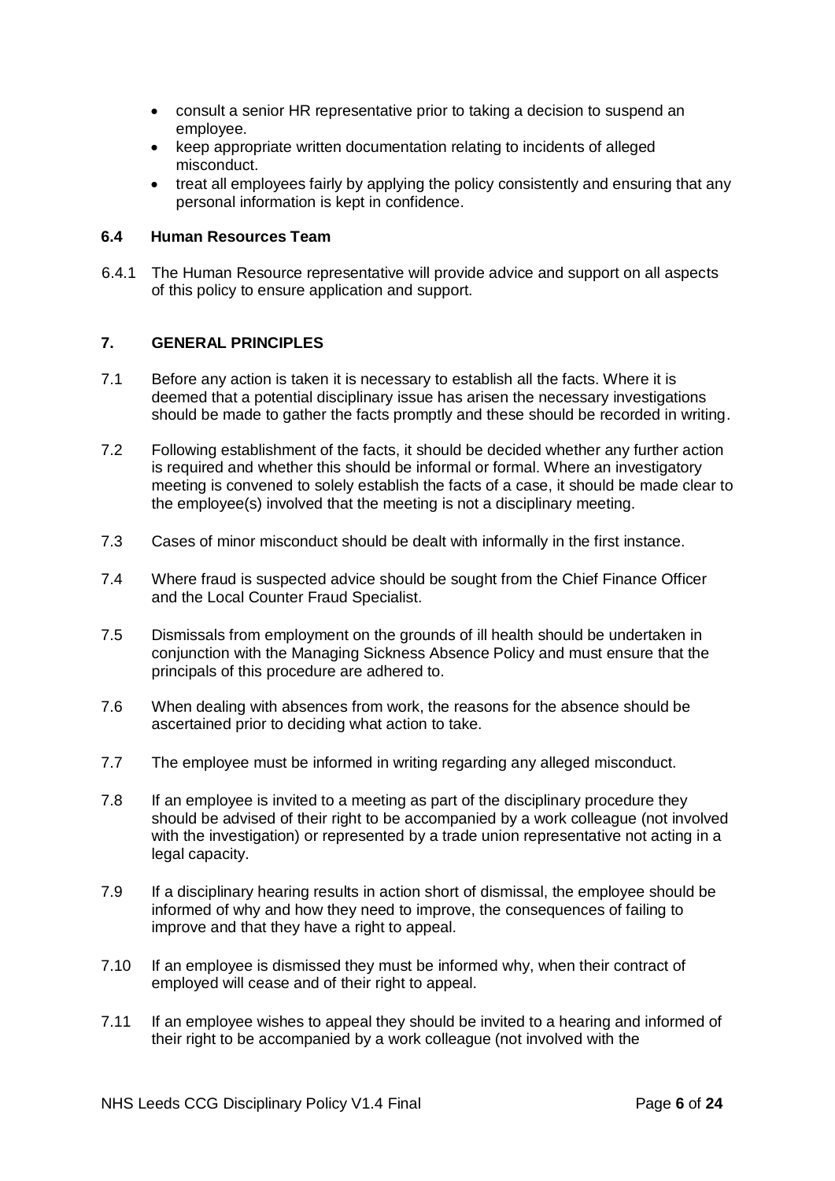- consult a senior HR representative prior to taking a decision to suspend an employee.
- keep appropriate written documentation relating to incidents of alleged misconduct.
- treat all employees fairly by applying the policy consistently and ensuring that any personal information is kept in confidence.

### 6.4 Human Resources Team

6.4.1 The Human Resource representative will provide advice and support on all aspects of this policy to ensure application and support.

## 7. GENERAL PRINCIPLES

7.1 Before any action is taken it is necessary to establish all the facts. Where it is deemed that a potential disciplinary issue has arisen the necessary investigations should be made to gather the facts promptly and these should be recorded in writing.

7.2 Following establishment of the facts, it should be decided whether any further action is required and whether this should be informal or formal. Where an investigatory meeting is convened to solely establish the facts of a case, it should be made clear to the employee(s) involved that the meeting is not a disciplinary meeting.

7.3 Cases of minor misconduct should be dealt with informally in the first instance.

7.4 Where fraud is suspected advice should be sought from the Chief Finance Officer and the Local Counter Fraud Specialist.

7.5 Dismissals from employment on the grounds of ill health should be undertaken in conjunction with the Managing Sickness Absence Policy and must ensure that the principals of this procedure are adhered to.

7.6 When dealing with absences from work, the reasons for the absence should be ascertained prior to deciding what action to take.

7.7 The employee must be informed in writing regarding any alleged misconduct.

7.8 If an employee is invited to a meeting as part of the disciplinary procedure they should be advised of their right to be accompanied by a work colleague (not involved with the investigation) or represented by a trade union representative not acting in a legal capacity.

7.9 If a disciplinary hearing results in action short of dismissal, the employee should be informed of why and how they need to improve, the consequences of failing to improve and that they have a right to appeal.

7.10 If an employee is dismissed they must be informed why, when their contract of employed will cease and of their right to appeal.

7.11 If an employee wishes to appeal they should be invited to a hearing and informed of their right to be accompanied by a work colleague (not involved with the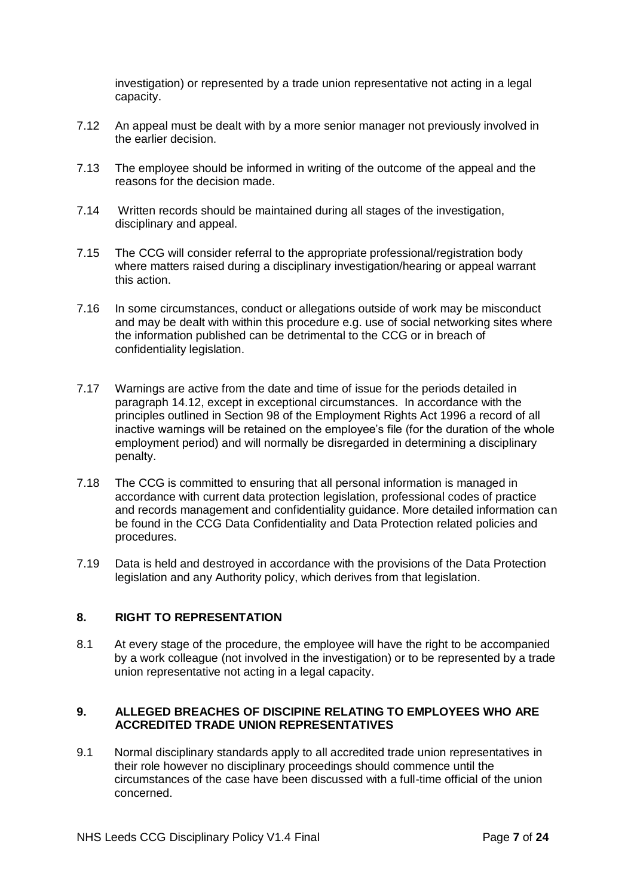investigation) or represented by a trade union representative not acting in a legal capacity.

7.12 An appeal must be dealt with by a more senior manager not previously involved in the earlier decision.

7.13 The employee should be informed in writing of the outcome of the appeal and the reasons for the decision made.

7.14 Written records should be maintained during all stages of the investigation, disciplinary and appeal.

7.15 The CCG will consider referral to the appropriate professional/registration body where matters raised during a disciplinary investigation/hearing or appeal warrant this action.

7.16 In some circumstances, conduct or allegations outside of work may be misconduct and may be dealt with within this procedure e.g. use of social networking sites where the information published can be detrimental to the CCG or in breach of confidentiality legislation.

7.17 Warnings are active from the date and time of issue for the periods detailed in paragraph 14.12, except in exceptional circumstances. In accordance with the principles outlined in Section 98 of the Employment Rights Act 1996 a record of all inactive warnings will be retained on the employee's file (for the duration of the whole employment period) and will normally be disregarded in determining a disciplinary penalty.

7.18 The CCG is committed to ensuring that all personal information is managed in accordance with current data protection legislation, professional codes of practice and records management and confidentiality guidance. More detailed information can be found in the CCG Data Confidentiality and Data Protection related policies and procedures.

7.19 Data is held and destroyed in accordance with the provisions of the Data Protection legislation and any Authority policy, which derives from that legislation.

## 8. RIGHT TO REPRESENTATION

8.1 At every stage of the procedure, the employee will have the right to be accompanied by a work colleague (not involved in the investigation) or to be represented by a trade union representative not acting in a legal capacity.

## 9. ALLEGED BREACHES OF DISCIPINE RELATING TO EMPLOYEES WHO ARE ACCREDITED TRADE UNION REPRESENTATIVES

9.1 Normal disciplinary standards apply to all accredited trade union representatives in their role however no disciplinary proceedings should commence until the circumstances of the case have been discussed with a full-time official of the union concerned.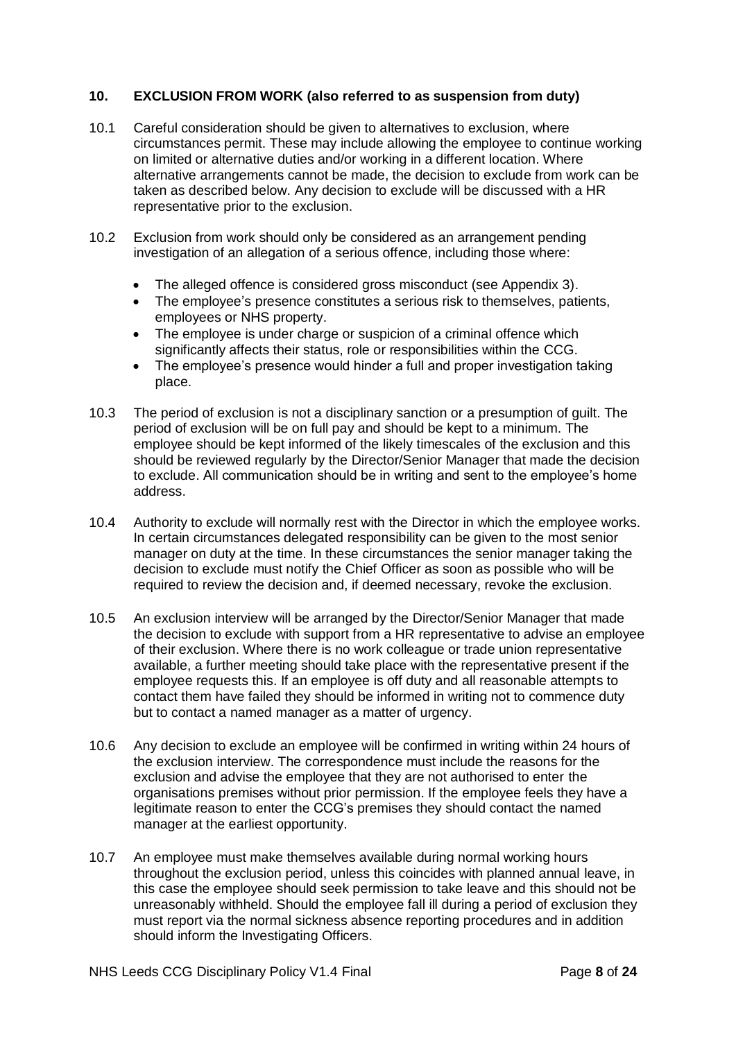## 10. EXCLUSION FROM WORK (also referred to as suspension from duty)

10.1 Careful consideration should be given to alternatives to exclusion, where circumstances permit. These may include allowing the employee to continue working on limited or alternative duties and/or working in a different location. Where alternative arrangements cannot be made, the decision to exclude from work can be taken as described below. Any decision to exclude will be discussed with a HR representative prior to the exclusion.

10.2 Exclusion from work should only be considered as an arrangement pending investigation of an allegation of a serious offence, including those where:

- The alleged offence is considered gross misconduct (see Appendix 3).
- The employee's presence constitutes a serious risk to themselves, patients, employees or NHS property.
- The employee is under charge or suspicion of a criminal offence which significantly affects their status, role or responsibilities within the CCG.
- The employee's presence would hinder a full and proper investigation taking place.

10.3 The period of exclusion is not a disciplinary sanction or a presumption of guilt. The period of exclusion will be on full pay and should be kept to a minimum. The employee should be kept informed of the likely timescales of the exclusion and this should be reviewed regularly by the Director/Senior Manager that made the decision to exclude. All communication should be in writing and sent to the employee's home address.

10.4 Authority to exclude will normally rest with the Director in which the employee works. In certain circumstances delegated responsibility can be given to the most senior manager on duty at the time. In these circumstances the senior manager taking the decision to exclude must notify the Chief Officer as soon as possible who will be required to review the decision and, if deemed necessary, revoke the exclusion.

10.5 An exclusion interview will be arranged by the Director/Senior Manager that made the decision to exclude with support from a HR representative to advise an employee of their exclusion. Where there is no work colleague or trade union representative available, a further meeting should take place with the representative present if the employee requests this. If an employee is off duty and all reasonable attempts to contact them have failed they should be informed in writing not to commence duty but to contact a named manager as a matter of urgency.

10.6 Any decision to exclude an employee will be confirmed in writing within 24 hours of the exclusion interview. The correspondence must include the reasons for the exclusion and advise the employee that they are not authorised to enter the organisations premises without prior permission. If the employee feels they have a legitimate reason to enter the CCG's premises they should contact the named manager at the earliest opportunity.

10.7 An employee must make themselves available during normal working hours throughout the exclusion period, unless this coincides with planned annual leave, in this case the employee should seek permission to take leave and this should not be unreasonably withheld. Should the employee fall ill during a period of exclusion they must report via the normal sickness absence reporting procedures and in addition should inform the Investigating Officers.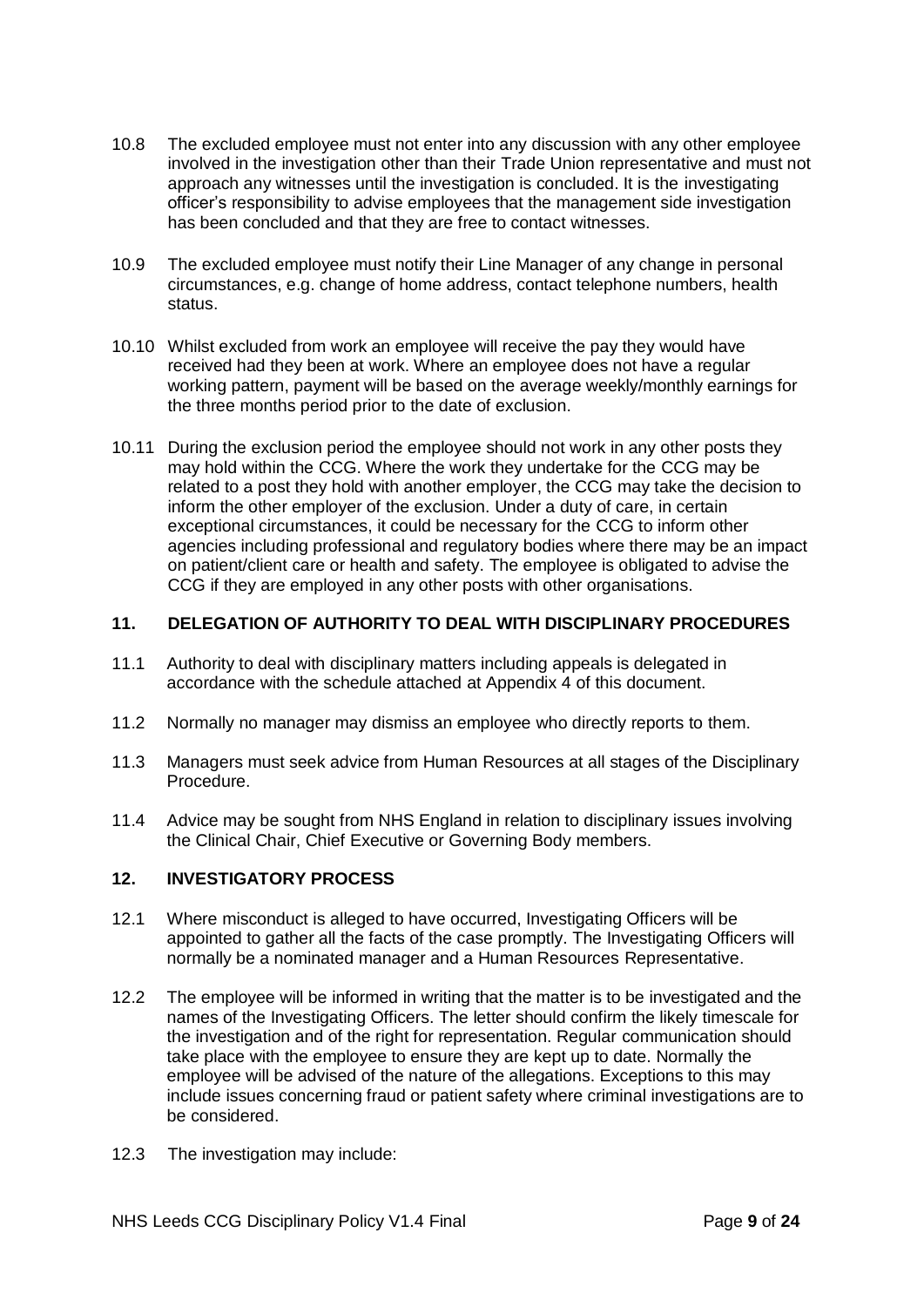10.8 The excluded employee must not enter into any discussion with any other employee involved in the investigation other than their Trade Union representative and must not approach any witnesses until the investigation is concluded. It is the investigating officer's responsibility to advise employees that the management side investigation has been concluded and that they are free to contact witnesses.

10.9 The excluded employee must notify their Line Manager of any change in personal circumstances, e.g. change of home address, contact telephone numbers, health status.

10.10 Whilst excluded from work an employee will receive the pay they would have received had they been at work. Where an employee does not have a regular working pattern, payment will be based on the average weekly/monthly earnings for the three months period prior to the date of exclusion.

10.11 During the exclusion period the employee should not work in any other posts they may hold within the CCG. Where the work they undertake for the CCG may be related to a post they hold with another employer, the CCG may take the decision to inform the other employer of the exclusion. Under a duty of care, in certain exceptional circumstances, it could be necessary for the CCG to inform other agencies including professional and regulatory bodies where there may be an impact on patient/client care or health and safety. The employee is obligated to advise the CCG if they are employed in any other posts with other organisations.

## 11. DELEGATION OF AUTHORITY TO DEAL WITH DISCIPLINARY PROCEDURES

11.1 Authority to deal with disciplinary matters including appeals is delegated in accordance with the schedule attached at Appendix 4 of this document.

11.2 Normally no manager may dismiss an employee who directly reports to them.

11.3 Managers must seek advice from Human Resources at all stages of the Disciplinary Procedure.

11.4 Advice may be sought from NHS England in relation to disciplinary issues involving the Clinical Chair, Chief Executive or Governing Body members.

## 12. INVESTIGATORY PROCESS

12.1 Where misconduct is alleged to have occurred, Investigating Officers will be appointed to gather all the facts of the case promptly. The Investigating Officers will normally be a nominated manager and a Human Resources Representative.

12.2 The employee will be informed in writing that the matter is to be investigated and the names of the Investigating Officers. The letter should confirm the likely timescale for the investigation and of the right for representation. Regular communication should take place with the employee to ensure they are kept up to date. Normally the employee will be advised of the nature of the allegations. Exceptions to this may include issues concerning fraud or patient safety where criminal investigations are to be considered.

12.3 The investigation may include: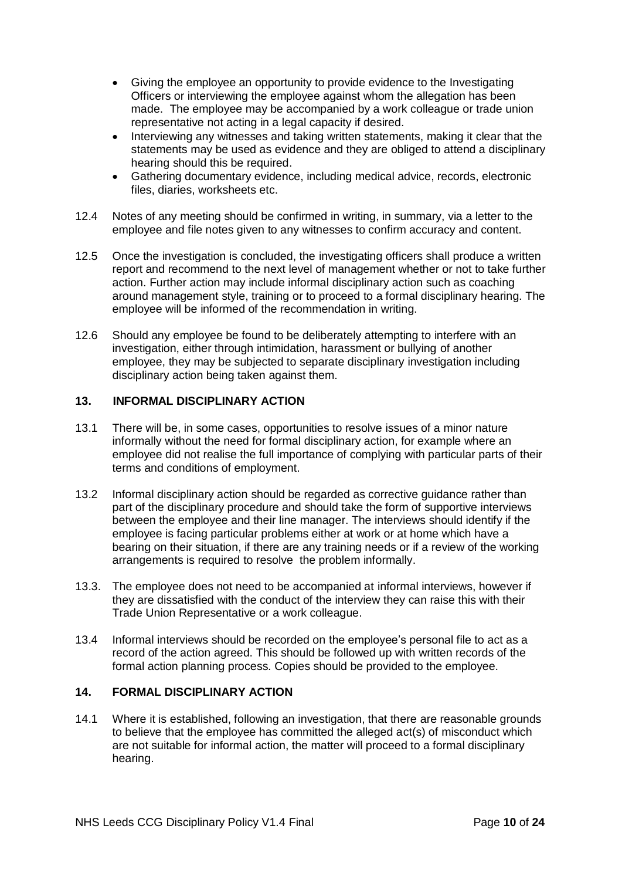- Giving the employee an opportunity to provide evidence to the Investigating Officers or interviewing the employee against whom the allegation has been made. The employee may be accompanied by a work colleague or trade union representative not acting in a legal capacity if desired.
- Interviewing any witnesses and taking written statements, making it clear that the statements may be used as evidence and they are obliged to attend a disciplinary hearing should this be required.
- Gathering documentary evidence, including medical advice, records, electronic files, diaries, worksheets etc.

12.4 Notes of any meeting should be confirmed in writing, in summary, via a letter to the employee and file notes given to any witnesses to confirm accuracy and content.

12.5 Once the investigation is concluded, the investigating officers shall produce a written report and recommend to the next level of management whether or not to take further action. Further action may include informal disciplinary action such as coaching around management style, training or to proceed to a formal disciplinary hearing. The employee will be informed of the recommendation in writing.

12.6 Should any employee be found to be deliberately attempting to interfere with an investigation, either through intimidation, harassment or bullying of another employee, they may be subjected to separate disciplinary investigation including disciplinary action being taken against them.

## 13. INFORMAL DISCIPLINARY ACTION

13.1 There will be, in some cases, opportunities to resolve issues of a minor nature informally without the need for formal disciplinary action, for example where an employee did not realise the full importance of complying with particular parts of their terms and conditions of employment.

13.2 Informal disciplinary action should be regarded as corrective guidance rather than part of the disciplinary procedure and should take the form of supportive interviews between the employee and their line manager. The interviews should identify if the employee is facing particular problems either at work or at home which have a bearing on their situation, if there are any training needs or if a review of the working arrangements is required to resolve the problem informally.

13.3. The employee does not need to be accompanied at informal interviews, however if they are dissatisfied with the conduct of the interview they can raise this with their Trade Union Representative or a work colleague.

13.4 Informal interviews should be recorded on the employee's personal file to act as a record of the action agreed. This should be followed up with written records of the formal action planning process. Copies should be provided to the employee.

## 14. FORMAL DISCIPLINARY ACTION

14.1 Where it is established, following an investigation, that there are reasonable grounds to believe that the employee has committed the alleged act(s) of misconduct which are not suitable for informal action, the matter will proceed to a formal disciplinary hearing.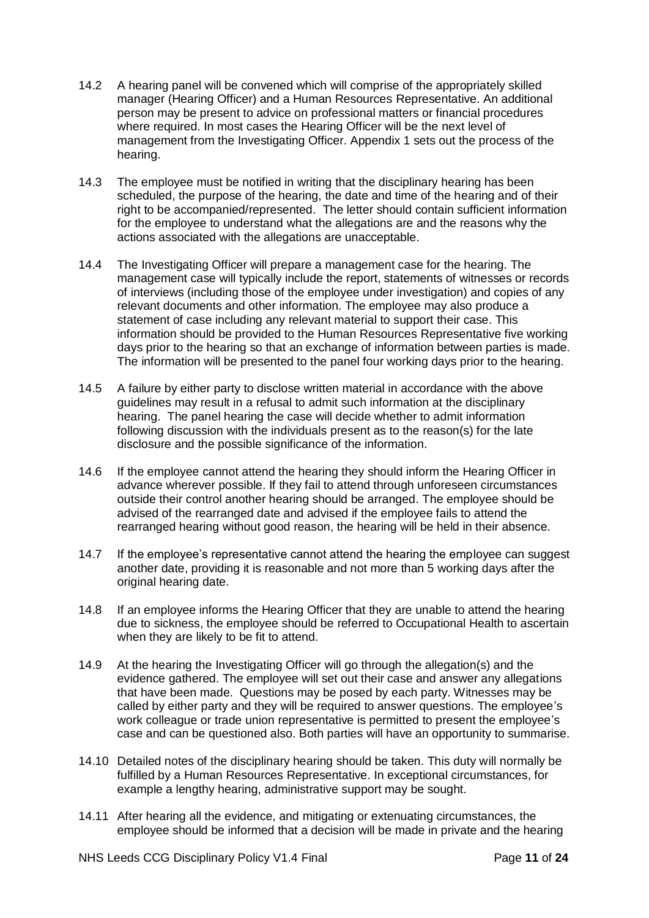14.2 A hearing panel will be convened which will comprise of the appropriately skilled manager (Hearing Officer) and a Human Resources Representative. An additional person may be present to advice on professional matters or financial procedures where required. In most cases the Hearing Officer will be the next level of management from the Investigating Officer. Appendix 1 sets out the process of the hearing.

14.3 The employee must be notified in writing that the disciplinary hearing has been scheduled, the purpose of the hearing, the date and time of the hearing and of their right to be accompanied/represented. The letter should contain sufficient information for the employee to understand what the allegations are and the reasons why the actions associated with the allegations are unacceptable.

14.4 The Investigating Officer will prepare a management case for the hearing. The management case will typically include the report, statements of witnesses or records of interviews (including those of the employee under investigation) and copies of any relevant documents and other information. The employee may also produce a statement of case including any relevant material to support their case. This information should be provided to the Human Resources Representative five working days prior to the hearing so that an exchange of information between parties is made. The information will be presented to the panel four working days prior to the hearing.

14.5 A failure by either party to disclose written material in accordance with the above guidelines may result in a refusal to admit such information at the disciplinary hearing. The panel hearing the case will decide whether to admit information following discussion with the individuals present as to the reason(s) for the late disclosure and the possible significance of the information.

14.6 If the employee cannot attend the hearing they should inform the Hearing Officer in advance wherever possible. If they fail to attend through unforeseen circumstances outside their control another hearing should be arranged. The employee should be advised of the rearranged date and advised if the employee fails to attend the rearranged hearing without good reason, the hearing will be held in their absence.

14.7 If the employee's representative cannot attend the hearing the employee can suggest another date, providing it is reasonable and not more than 5 working days after the original hearing date.

14.8 If an employee informs the Hearing Officer that they are unable to attend the hearing due to sickness, the employee should be referred to Occupational Health to ascertain when they are likely to be fit to attend.

14.9 At the hearing the Investigating Officer will go through the allegation(s) and the evidence gathered. The employee will set out their case and answer any allegations that have been made. Questions may be posed by each party. Witnesses may be called by either party and they will be required to answer questions. The employee's work colleague or trade union representative is permitted to present the employee's case and can be questioned also. Both parties will have an opportunity to summarise.

14.10 Detailed notes of the disciplinary hearing should be taken. This duty will normally be fulfilled by a Human Resources Representative. In exceptional circumstances, for example a lengthy hearing, administrative support may be sought.

14.11 After hearing all the evidence, and mitigating or extenuating circumstances, the employee should be informed that a decision will be made in private and the hearing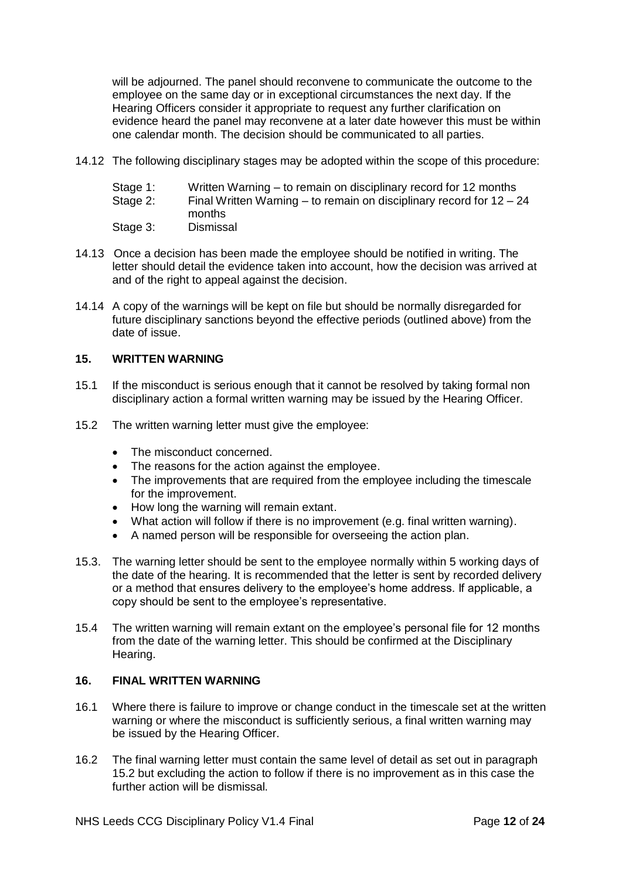will be adjourned. The panel should reconvene to communicate the outcome to the employee on the same day or in exceptional circumstances the next day. If the Hearing Officers consider it appropriate to request any further clarification on evidence heard the panel may reconvene at a later date however this must be within one calendar month. The decision should be communicated to all parties.

14.12 The following disciplinary stages may be adopted within the scope of this procedure:

Stage 1: Written Warning – to remain on disciplinary record for 12 months
Stage 2: Final Written Warning – to remain on disciplinary record for 12 – 24 months
Stage 3: Dismissal

14.13 Once a decision has been made the employee should be notified in writing. The letter should detail the evidence taken into account, how the decision was arrived at and of the right to appeal against the decision.

14.14 A copy of the warnings will be kept on file but should be normally disregarded for future disciplinary sanctions beyond the effective periods (outlined above) from the date of issue.

## 15. WRITTEN WARNING

15.1 If the misconduct is serious enough that it cannot be resolved by taking formal non disciplinary action a formal written warning may be issued by the Hearing Officer.

15.2 The written warning letter must give the employee:

- The misconduct concerned.
- The reasons for the action against the employee.
- The improvements that are required from the employee including the timescale for the improvement.
- How long the warning will remain extant.
- What action will follow if there is no improvement (e.g. final written warning).
- A named person will be responsible for overseeing the action plan.

15.3. The warning letter should be sent to the employee normally within 5 working days of the date of the hearing. It is recommended that the letter is sent by recorded delivery or a method that ensures delivery to the employee's home address. If applicable, a copy should be sent to the employee's representative.

15.4 The written warning will remain extant on the employee's personal file for 12 months from the date of the warning letter. This should be confirmed at the Disciplinary Hearing.

## 16. FINAL WRITTEN WARNING

16.1 Where there is failure to improve or change conduct in the timescale set at the written warning or where the misconduct is sufficiently serious, a final written warning may be issued by the Hearing Officer.

16.2 The final warning letter must contain the same level of detail as set out in paragraph 15.2 but excluding the action to follow if there is no improvement as in this case the further action will be dismissal.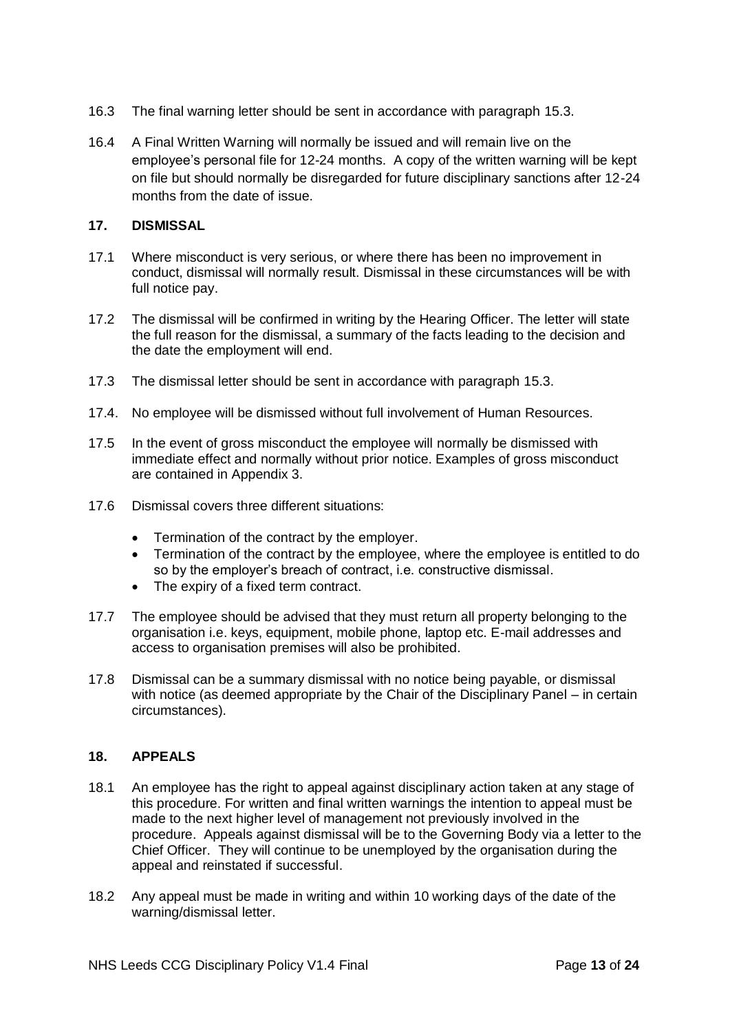16.3 The final warning letter should be sent in accordance with paragraph 15.3.

16.4 A Final Written Warning will normally be issued and will remain live on the employee's personal file for 12-24 months. A copy of the written warning will be kept on file but should normally be disregarded for future disciplinary sanctions after 12-24 months from the date of issue.

## 17. DISMISSAL

17.1 Where misconduct is very serious, or where there has been no improvement in conduct, dismissal will normally result. Dismissal in these circumstances will be with full notice pay.

17.2 The dismissal will be confirmed in writing by the Hearing Officer. The letter will state the full reason for the dismissal, a summary of the facts leading to the decision and the date the employment will end.

17.3 The dismissal letter should be sent in accordance with paragraph 15.3.

17.4. No employee will be dismissed without full involvement of Human Resources.

17.5 In the event of gross misconduct the employee will normally be dismissed with immediate effect and normally without prior notice. Examples of gross misconduct are contained in Appendix 3.

17.6 Dismissal covers three different situations:

- Termination of the contract by the employer.
- Termination of the contract by the employee, where the employee is entitled to do so by the employer's breach of contract, i.e. constructive dismissal.
- The expiry of a fixed term contract.

17.7 The employee should be advised that they must return all property belonging to the organisation i.e. keys, equipment, mobile phone, laptop etc. E-mail addresses and access to organisation premises will also be prohibited.

17.8 Dismissal can be a summary dismissal with no notice being payable, or dismissal with notice (as deemed appropriate by the Chair of the Disciplinary Panel – in certain circumstances).

## 18. APPEALS

18.1 An employee has the right to appeal against disciplinary action taken at any stage of this procedure. For written and final written warnings the intention to appeal must be made to the next higher level of management not previously involved in the procedure. Appeals against dismissal will be to the Governing Body via a letter to the Chief Officer. They will continue to be unemployed by the organisation during the appeal and reinstated if successful.

18.2 Any appeal must be made in writing and within 10 working days of the date of the warning/dismissal letter.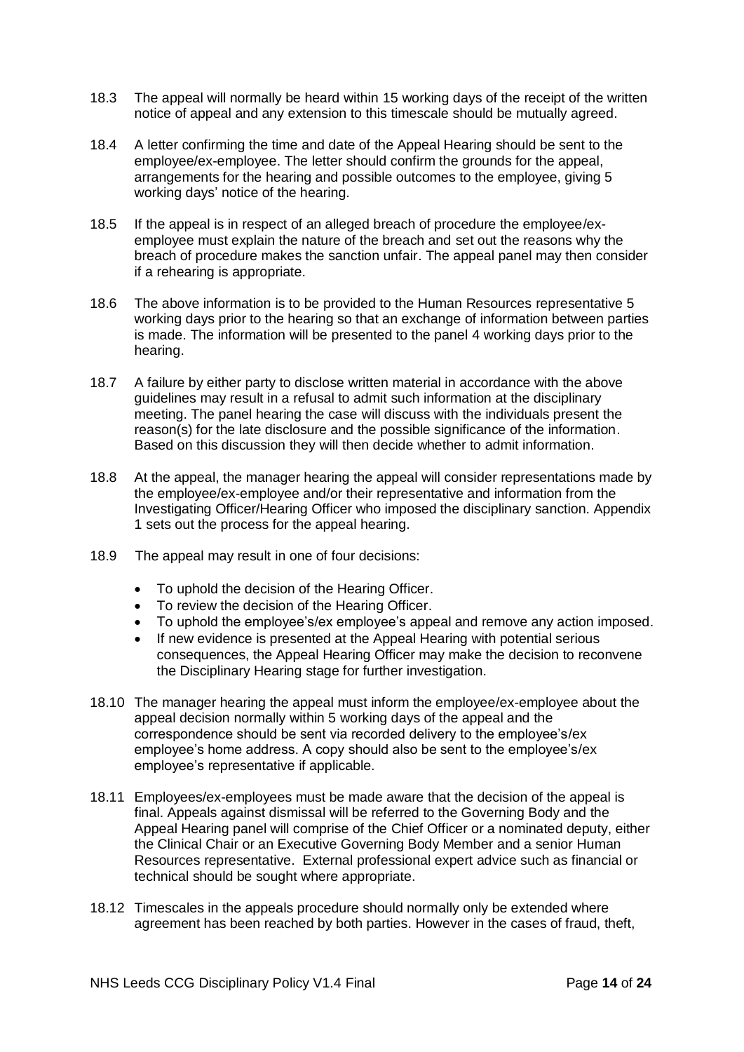18.3 The appeal will normally be heard within 15 working days of the receipt of the written notice of appeal and any extension to this timescale should be mutually agreed.

18.4 A letter confirming the time and date of the Appeal Hearing should be sent to the employee/ex-employee. The letter should confirm the grounds for the appeal, arrangements for the hearing and possible outcomes to the employee, giving 5 working days' notice of the hearing.

18.5 If the appeal is in respect of an alleged breach of procedure the employee/ex-employee must explain the nature of the breach and set out the reasons why the breach of procedure makes the sanction unfair. The appeal panel may then consider if a rehearing is appropriate.

18.6 The above information is to be provided to the Human Resources representative 5 working days prior to the hearing so that an exchange of information between parties is made. The information will be presented to the panel 4 working days prior to the hearing.

18.7 A failure by either party to disclose written material in accordance with the above guidelines may result in a refusal to admit such information at the disciplinary meeting. The panel hearing the case will discuss with the individuals present the reason(s) for the late disclosure and the possible significance of the information. Based on this discussion they will then decide whether to admit information.

18.8 At the appeal, the manager hearing the appeal will consider representations made by the employee/ex-employee and/or their representative and information from the Investigating Officer/Hearing Officer who imposed the disciplinary sanction. Appendix 1 sets out the process for the appeal hearing.

18.9 The appeal may result in one of four decisions:

- To uphold the decision of the Hearing Officer.
- To review the decision of the Hearing Officer.
- To uphold the employee's/ex employee's appeal and remove any action imposed.
- If new evidence is presented at the Appeal Hearing with potential serious consequences, the Appeal Hearing Officer may make the decision to reconvene the Disciplinary Hearing stage for further investigation.

18.10 The manager hearing the appeal must inform the employee/ex-employee about the appeal decision normally within 5 working days of the appeal and the correspondence should be sent via recorded delivery to the employee's/ex employee's home address. A copy should also be sent to the employee's/ex employee's representative if applicable.

18.11 Employees/ex-employees must be made aware that the decision of the appeal is final. Appeals against dismissal will be referred to the Governing Body and the Appeal Hearing panel will comprise of the Chief Officer or a nominated deputy, either the Clinical Chair or an Executive Governing Body Member and a senior Human Resources representative. External professional expert advice such as financial or technical should be sought where appropriate.

18.12 Timescales in the appeals procedure should normally only be extended where agreement has been reached by both parties. However in the cases of fraud, theft,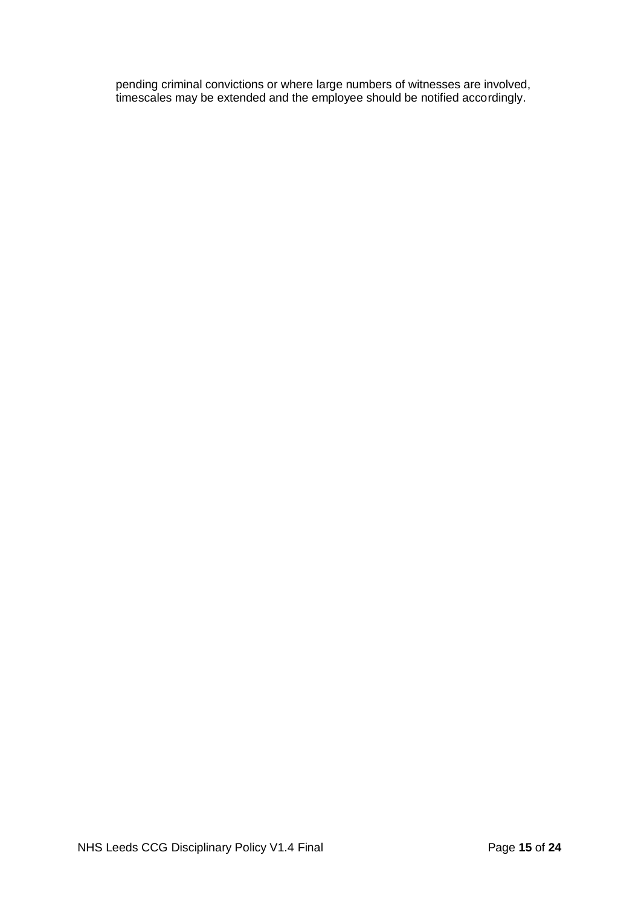pending criminal convictions or where large numbers of witnesses are involved, timescales may be extended and the employee should be notified accordingly.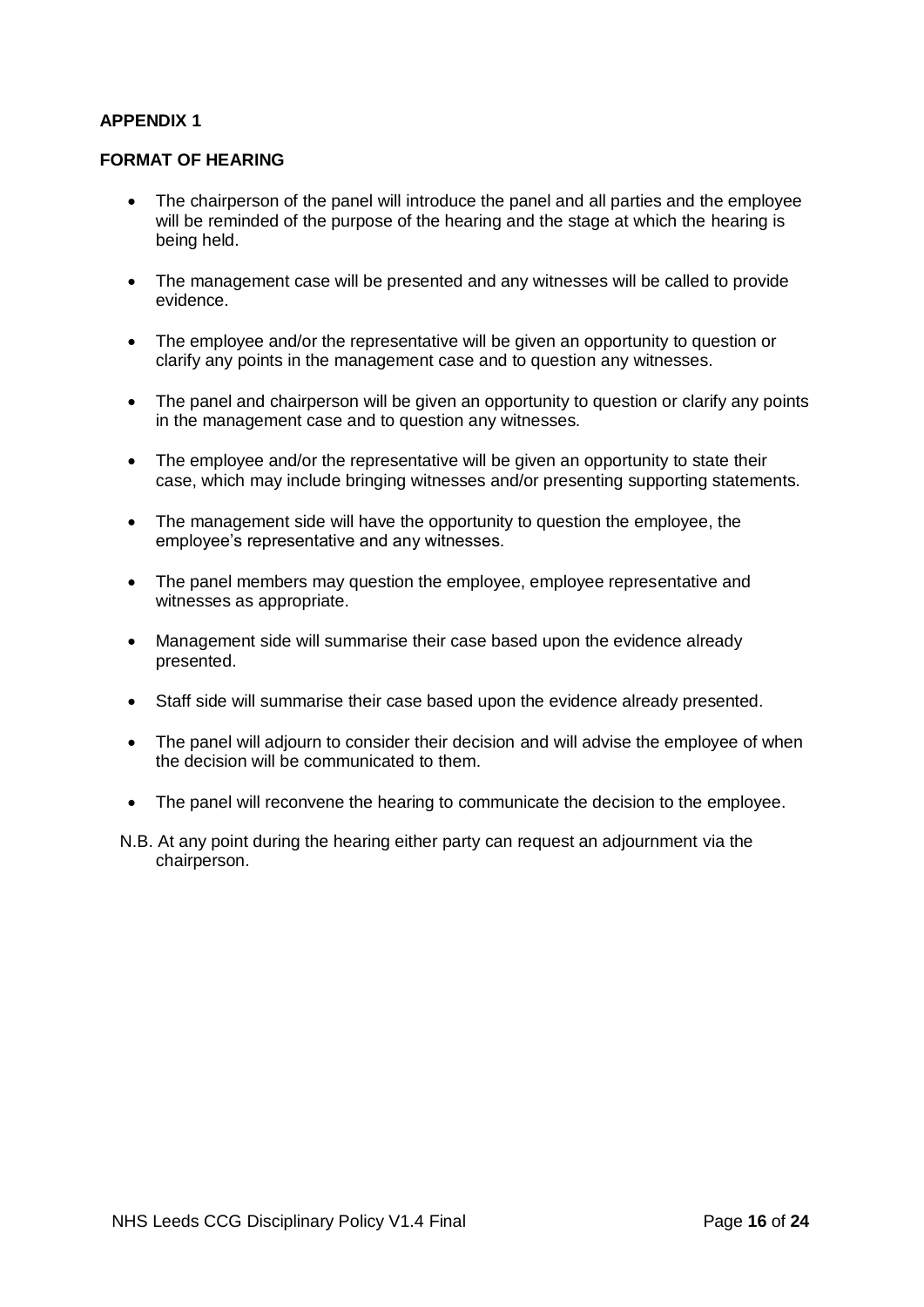## APPENDIX 1

### FORMAT OF HEARING

- The chairperson of the panel will introduce the panel and all parties and the employee will be reminded of the purpose of the hearing and the stage at which the hearing is being held.
- The management case will be presented and any witnesses will be called to provide evidence.
- The employee and/or the representative will be given an opportunity to question or clarify any points in the management case and to question any witnesses.
- The panel and chairperson will be given an opportunity to question or clarify any points in the management case and to question any witnesses.
- The employee and/or the representative will be given an opportunity to state their case, which may include bringing witnesses and/or presenting supporting statements.
- The management side will have the opportunity to question the employee, the employee's representative and any witnesses.
- The panel members may question the employee, employee representative and witnesses as appropriate.
- Management side will summarise their case based upon the evidence already presented.
- Staff side will summarise their case based upon the evidence already presented.
- The panel will adjourn to consider their decision and will advise the employee of when the decision will be communicated to them.
- The panel will reconvene the hearing to communicate the decision to the employee.

N.B. At any point during the hearing either party can request an adjournment via the chairperson.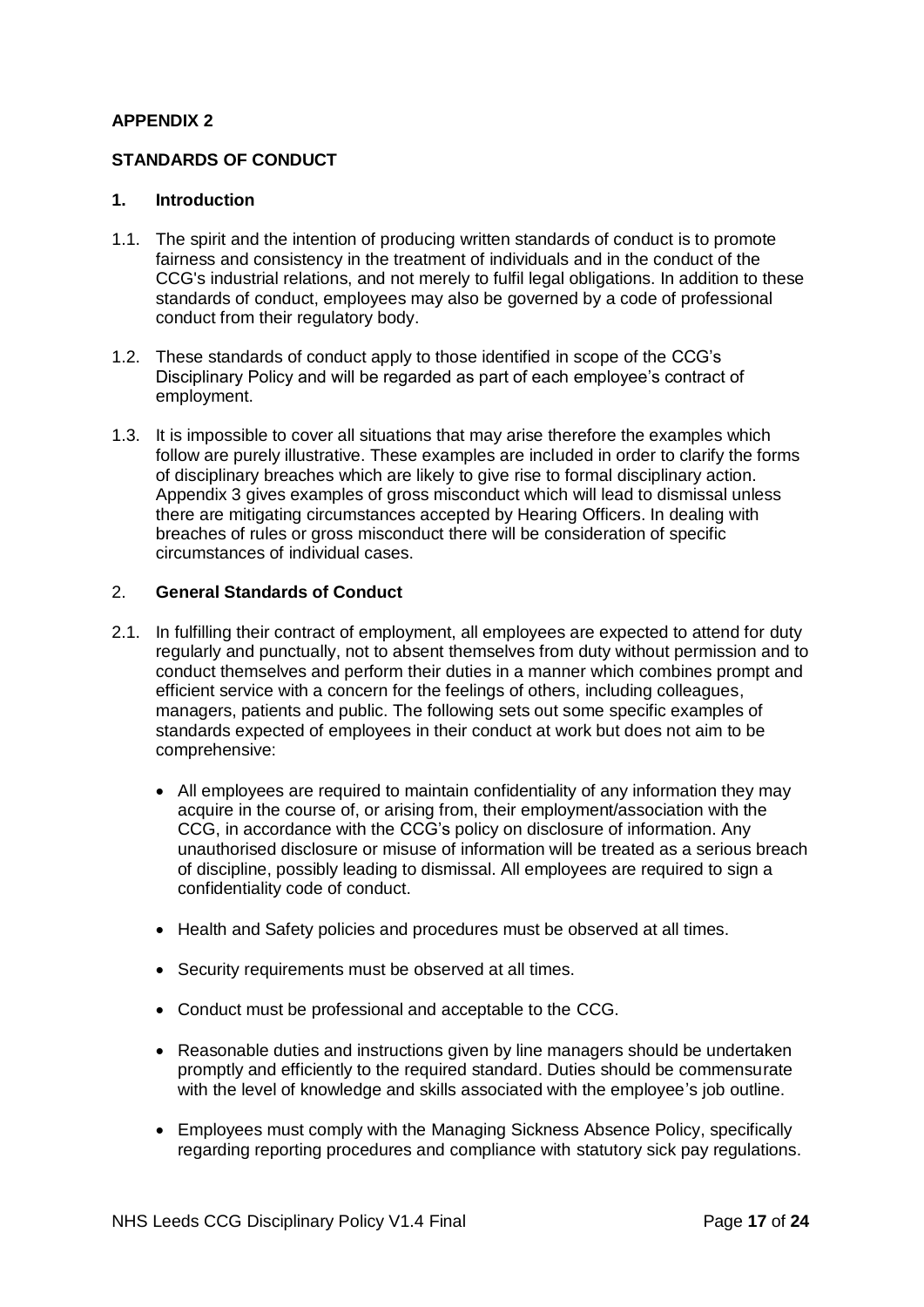**APPENDIX 2**

**STANDARDS OF CONDUCT**

**1. Introduction**

1.1. The spirit and the intention of producing written standards of conduct is to promote fairness and consistency in the treatment of individuals and in the conduct of the CCG's industrial relations, and not merely to fulfil legal obligations. In addition to these standards of conduct, employees may also be governed by a code of professional conduct from their regulatory body.

1.2. These standards of conduct apply to those identified in scope of the CCG's Disciplinary Policy and will be regarded as part of each employee's contract of employment.

1.3. It is impossible to cover all situations that may arise therefore the examples which follow are purely illustrative. These examples are included in order to clarify the forms of disciplinary breaches which are likely to give rise to formal disciplinary action. Appendix 3 gives examples of gross misconduct which will lead to dismissal unless there are mitigating circumstances accepted by Hearing Officers. In dealing with breaches of rules or gross misconduct there will be consideration of specific circumstances of individual cases.

2. **General Standards of Conduct**

2.1. In fulfilling their contract of employment, all employees are expected to attend for duty regularly and punctually, not to absent themselves from duty without permission and to conduct themselves and perform their duties in a manner which combines prompt and efficient service with a concern for the feelings of others, including colleagues, managers, patients and public. The following sets out some specific examples of standards expected of employees in their conduct at work but does not aim to be comprehensive:

- All employees are required to maintain confidentiality of any information they may acquire in the course of, or arising from, their employment/association with the CCG, in accordance with the CCG's policy on disclosure of information. Any unauthorised disclosure or misuse of information will be treated as a serious breach of discipline, possibly leading to dismissal. All employees are required to sign a confidentiality code of conduct.

- Health and Safety policies and procedures must be observed at all times.

- Security requirements must be observed at all times.

- Conduct must be professional and acceptable to the CCG.

- Reasonable duties and instructions given by line managers should be undertaken promptly and efficiently to the required standard. Duties should be commensurate with the level of knowledge and skills associated with the employee's job outline.

- Employees must comply with the Managing Sickness Absence Policy, specifically regarding reporting procedures and compliance with statutory sick pay regulations.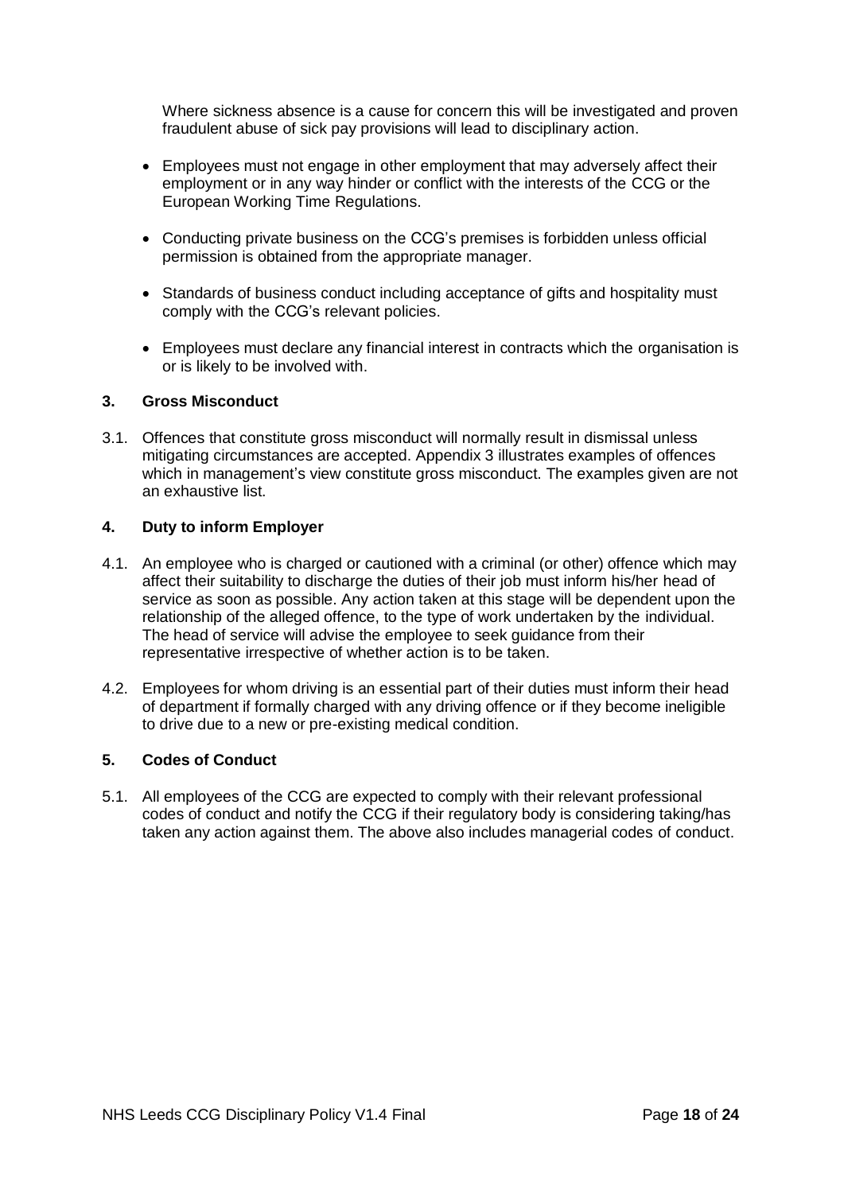Where sickness absence is a cause for concern this will be investigated and proven fraudulent abuse of sick pay provisions will lead to disciplinary action.

- Employees must not engage in other employment that may adversely affect their employment or in any way hinder or conflict with the interests of the CCG or the European Working Time Regulations.
- Conducting private business on the CCG's premises is forbidden unless official permission is obtained from the appropriate manager.
- Standards of business conduct including acceptance of gifts and hospitality must comply with the CCG's relevant policies.
- Employees must declare any financial interest in contracts which the organisation is or is likely to be involved with.

## 3. Gross Misconduct

3.1. Offences that constitute gross misconduct will normally result in dismissal unless mitigating circumstances are accepted. Appendix 3 illustrates examples of offences which in management's view constitute gross misconduct. The examples given are not an exhaustive list.

## 4. Duty to inform Employer

4.1. An employee who is charged or cautioned with a criminal (or other) offence which may affect their suitability to discharge the duties of their job must inform his/her head of service as soon as possible. Any action taken at this stage will be dependent upon the relationship of the alleged offence, to the type of work undertaken by the individual. The head of service will advise the employee to seek guidance from their representative irrespective of whether action is to be taken.

4.2. Employees for whom driving is an essential part of their duties must inform their head of department if formally charged with any driving offence or if they become ineligible to drive due to a new or pre-existing medical condition.

## 5. Codes of Conduct

5.1. All employees of the CCG are expected to comply with their relevant professional codes of conduct and notify the CCG if their regulatory body is considering taking/has taken any action against them. The above also includes managerial codes of conduct.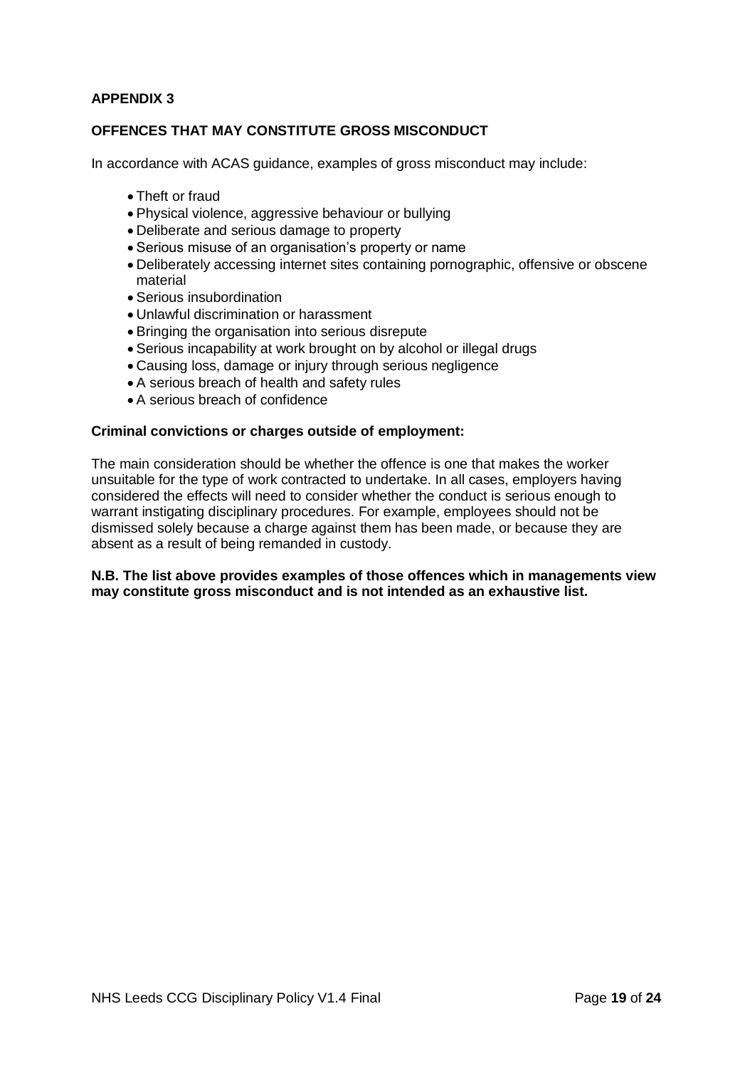## APPENDIX 3

### OFFENCES THAT MAY CONSTITUTE GROSS MISCONDUCT

In accordance with ACAS guidance, examples of gross misconduct may include:

- Theft or fraud
- Physical violence, aggressive behaviour or bullying
- Deliberate and serious damage to property
- Serious misuse of an organisation's property or name
- Deliberately accessing internet sites containing pornographic, offensive or obscene material
- Serious insubordination
- Unlawful discrimination or harassment
- Bringing the organisation into serious disrepute
- Serious incapability at work brought on by alcohol or illegal drugs
- Causing loss, damage or injury through serious negligence
- A serious breach of health and safety rules
- A serious breach of confidence

**Criminal convictions or charges outside of employment:**

The main consideration should be whether the offence is one that makes the worker unsuitable for the type of work contracted to undertake. In all cases, employers having considered the effects will need to consider whether the conduct is serious enough to warrant instigating disciplinary procedures. For example, employees should not be dismissed solely because a charge against them has been made, or because they are absent as a result of being remanded in custody.

**N.B. The list above provides examples of those offences which in managements view may constitute gross misconduct and is not intended as an exhaustive list.**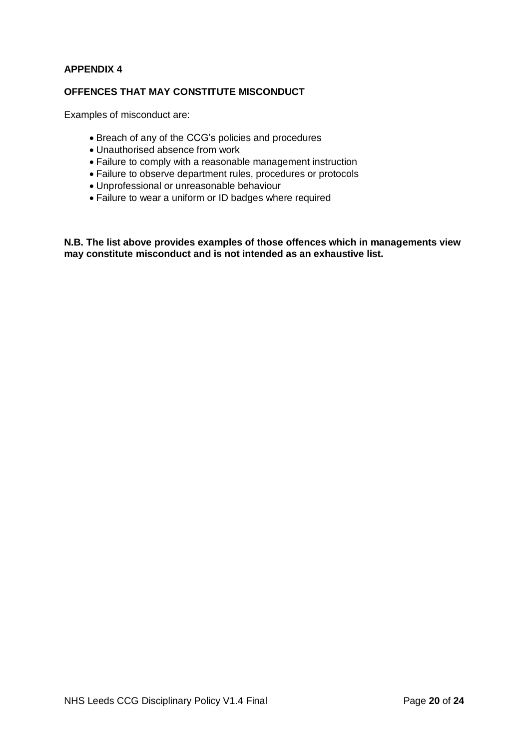**APPENDIX 4**

**OFFENCES THAT MAY CONSTITUTE MISCONDUCT**

Examples of misconduct are:

- Breach of any of the CCG's policies and procedures
- Unauthorised absence from work
- Failure to comply with a reasonable management instruction
- Failure to observe department rules, procedures or protocols
- Unprofessional or unreasonable behaviour
- Failure to wear a uniform or ID badges where required

**N.B. The list above provides examples of those offences which in managements view may constitute misconduct and is not intended as an exhaustive list.**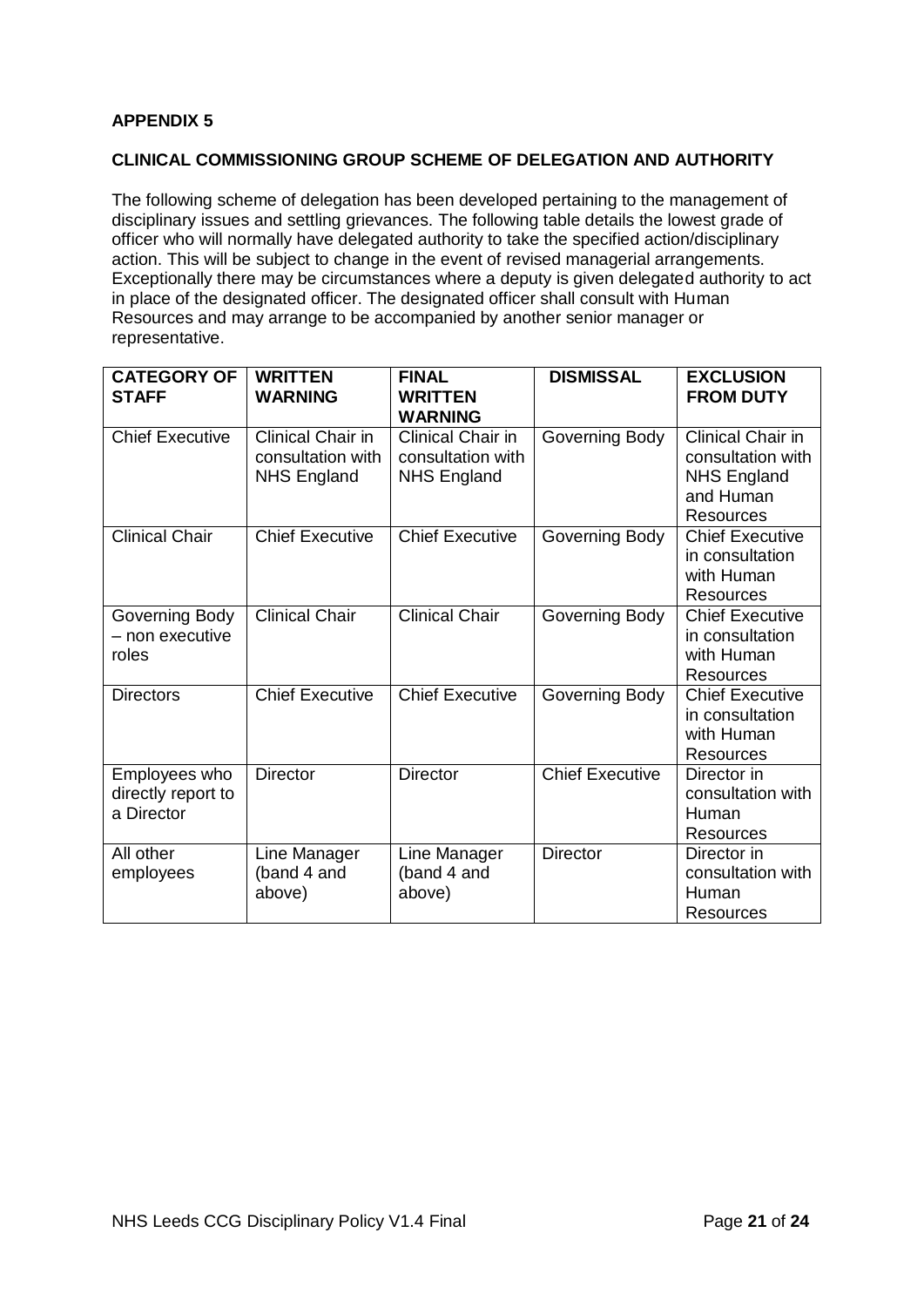**APPENDIX 5**

**CLINICAL COMMISSIONING GROUP SCHEME OF DELEGATION AND AUTHORITY**

The following scheme of delegation has been developed pertaining to the management of disciplinary issues and settling grievances. The following table details the lowest grade of officer who will normally have delegated authority to take the specified action/disciplinary action. This will be subject to change in the event of revised managerial arrangements. Exceptionally there may be circumstances where a deputy is given delegated authority to act in place of the designated officer. The designated officer shall consult with Human Resources and may arrange to be accompanied by another senior manager or representative.

| CATEGORY OF STAFF | WRITTEN WARNING | FINAL WRITTEN WARNING | DISMISSAL | EXCLUSION FROM DUTY |
|---|---|---|---|---|
| Chief Executive | Clinical Chair in consultation with NHS England | Clinical Chair in consultation with NHS England | Governing Body | Clinical Chair in consultation with NHS England and Human Resources |
| Clinical Chair | Chief Executive | Chief Executive | Governing Body | Chief Executive in consultation with Human Resources |
| Governing Body – non executive roles | Clinical Chair | Clinical Chair | Governing Body | Chief Executive in consultation with Human Resources |
| Directors | Chief Executive | Chief Executive | Governing Body | Chief Executive in consultation with Human Resources |
| Employees who directly report to a Director | Director | Director | Chief Executive | Director in consultation with Human Resources |
| All other employees | Line Manager (band 4 and above) | Line Manager (band 4 and above) | Director | Director in consultation with Human Resources |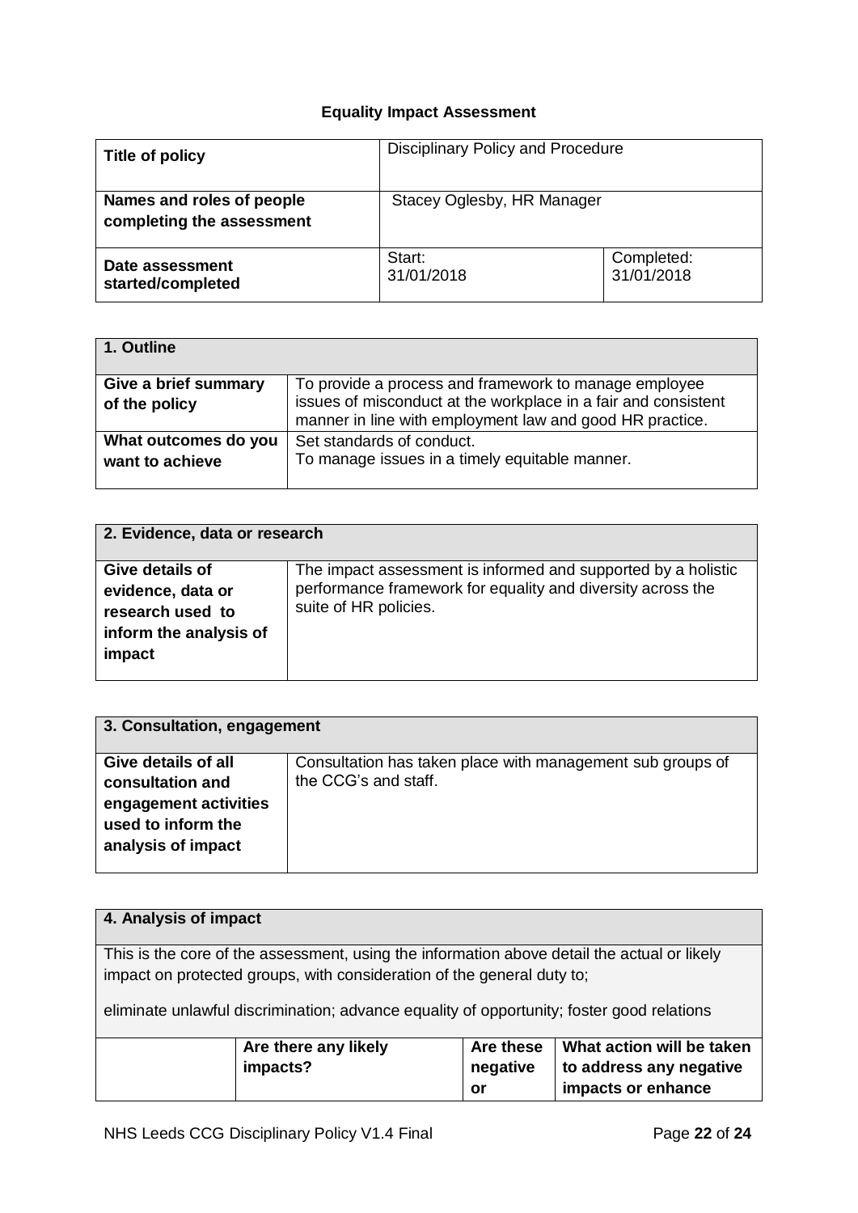# Equality Impact Assessment

| Title of policy | Disciplinary Policy and Procedure | |
|---|---|---|
| Names and roles of people completing the assessment | Stacey Oglesby, HR Manager | |
| Date assessment started/completed | Start: 31/01/2018 | Completed: 31/01/2018 |

| 1. Outline | |
|---|---|
| Give a brief summary of the policy | To provide a process and framework to manage employee issues of misconduct at the workplace in a fair and consistent manner in line with employment law and good HR practice. |
| What outcomes do you want to achieve | Set standards of conduct.<br>To manage issues in a timely equitable manner. |

| 2. Evidence, data or research | |
|---|---|
| Give details of evidence, data or research used to inform the analysis of impact | The impact assessment is informed and supported by a holistic performance framework for equality and diversity across the suite of HR policies. |

| 3. Consultation, engagement | |
|---|---|
| Give details of all consultation and engagement activities used to inform the analysis of impact | Consultation has taken place with management sub groups of the CCG's and staff. |

**4. Analysis of impact**

This is the core of the assessment, using the information above detail the actual or likely impact on protected groups, with consideration of the general duty to;

eliminate unlawful discrimination; advance equality of opportunity; foster good relations

| | Are there any likely impacts? | Are these negative or | What action will be taken to address any negative impacts or enhance |
|---|---|---|---|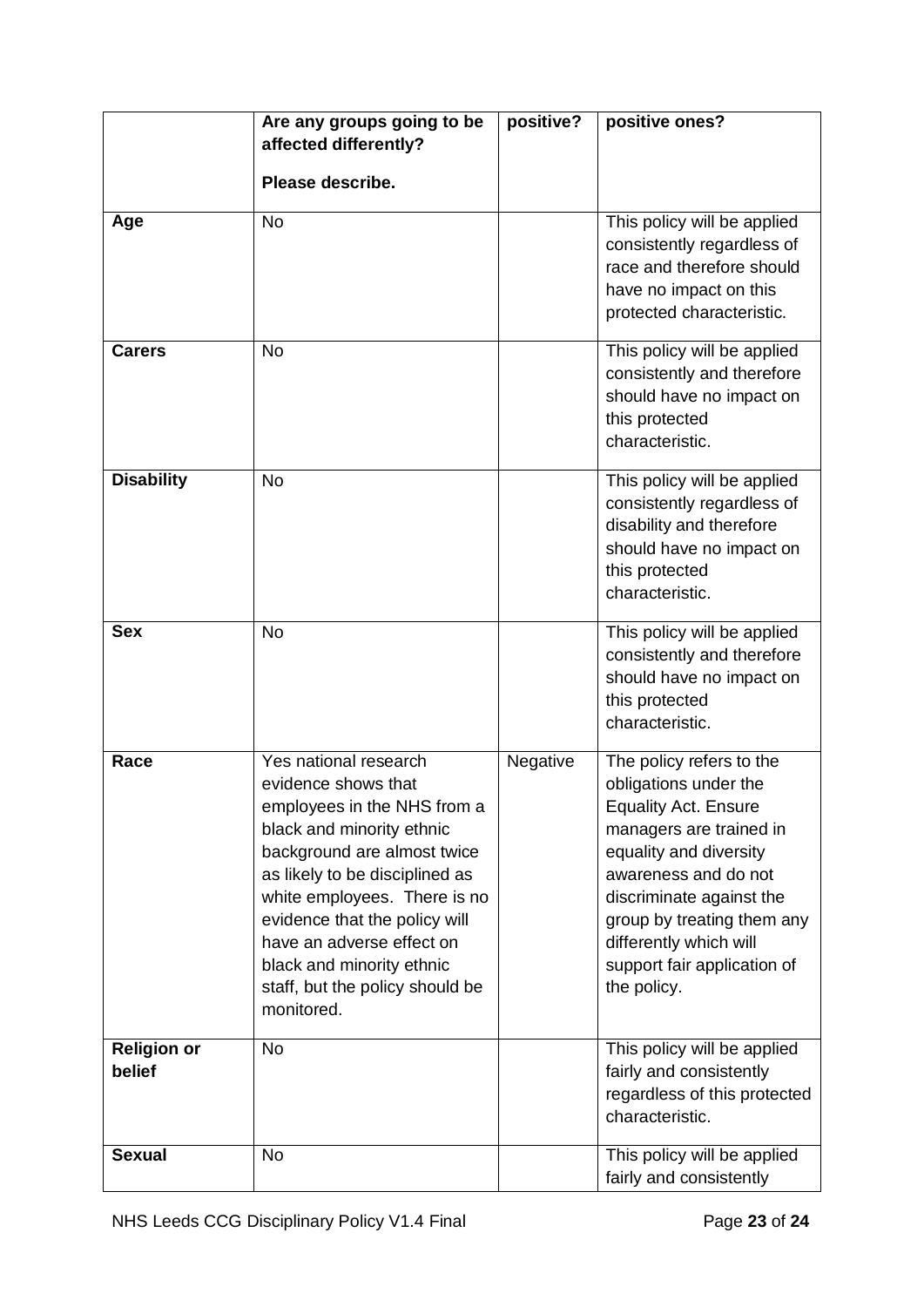| | Are any groups going to be affected differently?<br><br>Please describe. | positive? | positive ones? |
|---|---|---|---|
| **Age** | No | | This policy will be applied consistently regardless of race and therefore should have no impact on this protected characteristic. |
| **Carers** | No | | This policy will be applied consistently and therefore should have no impact on this protected characteristic. |
| **Disability** | No | | This policy will be applied consistently regardless of disability and therefore should have no impact on this protected characteristic. |
| **Sex** | No | | This policy will be applied consistently and therefore should have no impact on this protected characteristic. |
| **Race** | Yes national research evidence shows that employees in the NHS from a black and minority ethnic background are almost twice as likely to be disciplined as white employees. There is no evidence that the policy will have an adverse effect on black and minority ethnic staff, but the policy should be monitored. | Negative | The policy refers to the obligations under the Equality Act. Ensure managers are trained in equality and diversity awareness and do not discriminate against the group by treating them any differently which will support fair application of the policy. |
| **Religion or belief** | No | | This policy will be applied fairly and consistently regardless of this protected characteristic. |
| **Sexual** | No | | This policy will be applied fairly and consistently |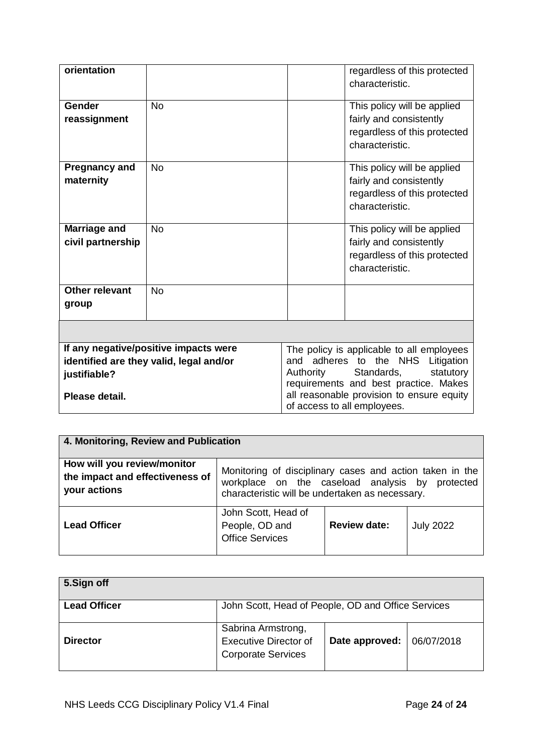| | | | |
|---|---|---|---|
| **orientation** | | | regardless of this protected characteristic. |
| **Gender reassignment** | No | | This policy will be applied fairly and consistently regardless of this protected characteristic. |
| **Pregnancy and maternity** | No | | This policy will be applied fairly and consistently regardless of this protected characteristic. |
| **Marriage and civil partnership** | No | | This policy will be applied fairly and consistently regardless of this protected characteristic. |
| **Other relevant group** | No | | |

| | |
|---|---|
| **If any negative/positive impacts were identified are they valid, legal and/or justifiable?**<br><br>**Please detail.** | The policy is applicable to all employees and adheres to the NHS Litigation Authority Standards, statutory requirements and best practice. Makes all reasonable provision to ensure equity of access to all employees. |

| **4. Monitoring, Review and Publication** | | | |
|---|---|---|---|
| **How will you review/monitor the impact and effectiveness of your actions** | Monitoring of disciplinary cases and action taken in the workplace on the caseload analysis by protected characteristic will be undertaken as necessary. | | |
| **Lead Officer** | John Scott, Head of People, OD and Office Services | **Review date:** | July 2022 |

| **5.Sign off** | | | |
|---|---|---|---|
| **Lead Officer** | John Scott, Head of People, OD and Office Services | | |
| **Director** | Sabrina Armstrong, Executive Director of Corporate Services | **Date approved:** | 06/07/2018 |